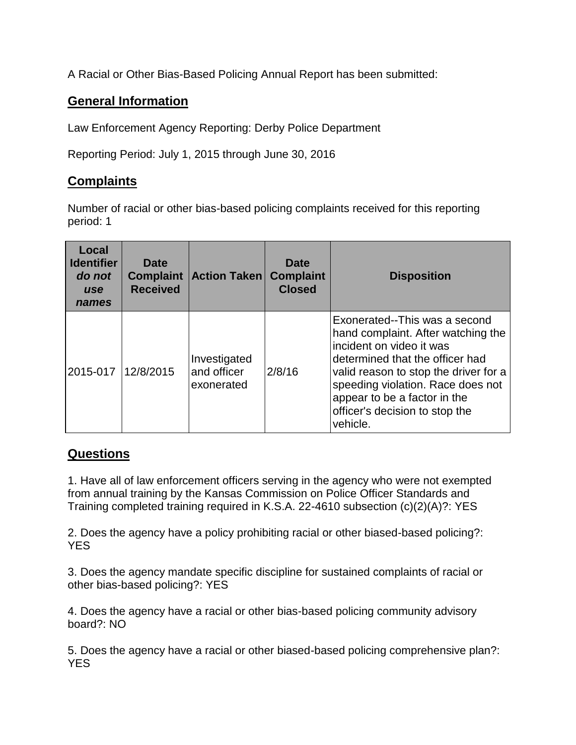A Racial or Other Bias-Based Policing Annual Report has been submitted:

## General Information

Law Enforcement Agency Reporting: Derby Police Department

Reporting Period: July 1, 2015 through June 30, 2016

## Complaints

Number of racial or other bias-based policing complaints received for this reporting period: 1

| Local Identifier *do not use names* | Date Complaint Received | Action Taken | Date Complaint Closed | Disposition |
|---|---|---|---|---|
| 2015-017 | 12/8/2015 | Investigated and officer exonerated | 2/8/16 | Exonerated--This was a second hand complaint. After watching the incident on video it was determined that the officer had valid reason to stop the driver for a speeding violation. Race does not appear to be a factor in the officer's decision to stop the vehicle. |

## Questions

1. Have all of law enforcement officers serving in the agency who were not exempted from annual training by the Kansas Commission on Police Officer Standards and Training completed training required in K.S.A. 22-4610 subsection (c)(2)(A)?: YES

2. Does the agency have a policy prohibiting racial or other biased-based policing?: YES

3. Does the agency mandate specific discipline for sustained complaints of racial or other bias-based policing?: YES

4. Does the agency have a racial or other bias-based policing community advisory board?: NO

5. Does the agency have a racial or other biased-based policing comprehensive plan?: YES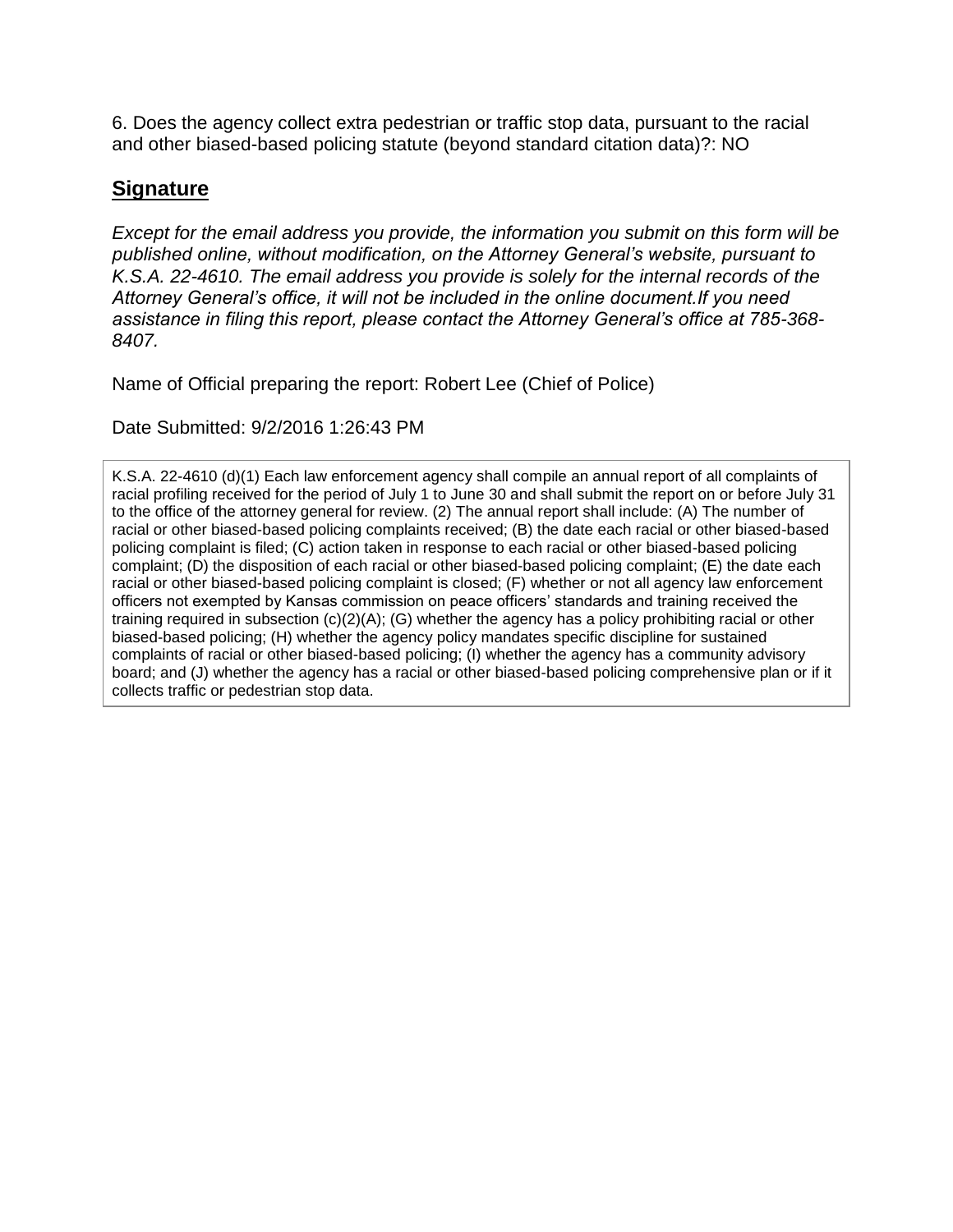6. Does the agency collect extra pedestrian or traffic stop data, pursuant to the racial and other biased-based policing statute (beyond standard citation data)?: NO

## **Signature**

*Except for the email address you provide, the information you submit on this form will be published online, without modification, on the Attorney General's website, pursuant to K.S.A. 22-4610. The email address you provide is solely for the internal records of the Attorney General's office, it will not be included in the online document.If you need assistance in filing this report, please contact the Attorney General's office at 785-368-8407.*

Name of Official preparing the report: Robert Lee (Chief of Police)

Date Submitted: 9/2/2016 1:26:43 PM

K.S.A. 22-4610 (d)(1) Each law enforcement agency shall compile an annual report of all complaints of racial profiling received for the period of July 1 to June 30 and shall submit the report on or before July 31 to the office of the attorney general for review. (2) The annual report shall include: (A) The number of racial or other biased-based policing complaints received; (B) the date each racial or other biased-based policing complaint is filed; (C) action taken in response to each racial or other biased-based policing complaint; (D) the disposition of each racial or other biased-based policing complaint; (E) the date each racial or other biased-based policing complaint is closed; (F) whether or not all agency law enforcement officers not exempted by Kansas commission on peace officers' standards and training received the training required in subsection (c)(2)(A); (G) whether the agency has a policy prohibiting racial or other biased-based policing; (H) whether the agency policy mandates specific discipline for sustained complaints of racial or other biased-based policing; (I) whether the agency has a community advisory board; and (J) whether the agency has a racial or other biased-based policing comprehensive plan or if it collects traffic or pedestrian stop data.